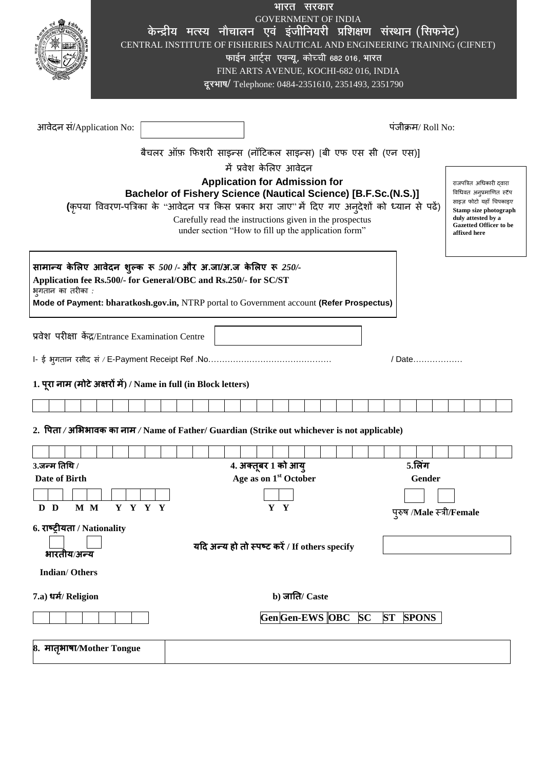भारत सरकार
GOVERNMENT OF INDIA
केन्द्रीय मत्स्य नौचालन एवं इंजीनियरी प्रशिक्षण संस्थान (सिफनेट)
CENTRAL INSTITUTE OF FISHERIES NAUTICAL AND ENGINEERING TRAINING (CIFNET)
फाईन आर्ट्स एवन्यू, कोच्ची 682 016, भारत
FINE ARTS AVENUE, KOCHI-682 016, INDIA
दूरभाष/ Telephone: 0484-2351610, 2351493, 2351790

आवेदन सं/Application No: ______ पंजीक्रम/ Roll No:

बैचलर ऑफ़ फिशरी साइन्स (नॉटिकल साइन्स) [बी एफ एस सी (एन एस)]
में प्रवेश केलिए आवेदन

**Application for Admission for**
**Bachelor of Fishery Science (Nautical Science) [B.F.Sc.(N.S.)]**

(कृपया विवरण-पत्रिका के "आवेदन पत्र किस प्रकार भरा जाए" में दिए गए अनुदेशों को ध्यान से पढ़ें)
Carefully read the instructions given in the prospectus under section "How to fill up the application form"

राजपत्रित अधिकारी द्वारा विधिवत अनुप्रमाणित स्टँप साइज़ फोटो यहाँ चिपकाइए
**Stamp size photograph duly attested by a Gazetted Officer to be affixed here**

**सामान्य केलिए आवेदन शुल्क रू *500* /- और अ.जा/अ.ज केलिए रू *250/-***
**Application fee Rs.500/- for General/OBC and Rs.250/- for SC/ST**
भुगतान का तरीका :
**Mode of Payment: bharatkosh.gov.in,** NTRP portal to Government account **(Refer Prospectus)**

प्रवेश परीक्षा केंद्र/Entrance Examination Centre ______

I- ई भुगतान रसीद सं / E-Payment Receipt Ref .No……………………………………… / Date………………

**1. पूरा नाम (मोटे अक्षरों में) / Name in full (in Block letters)**

**2. पिता / अभिभावक का नाम / Name of Father/ Guardian (Strike out whichever is not applicable)**

**3.जन्म तिथि / Date of Birth** — D D M M Y Y Y Y

**4. अक्तूबर 1 को आयु Age as on 1st October** — Y Y

**5.लिंग Gender** — पुरुष /**Male** स्त्री/**Female**

**6. राष्ट्रीयता / Nationality**

भारतीय/अन्य
**Indian/ Others**

**यदि अन्य हो तो स्पष्ट करें / If others specify** ______

**7.a) धर्म/ Religion**

**b) जाति/ Caste**

| Gen | Gen-EWS | OBC | SC | ST | SPONS |
|---|---|---|---|---|---|

**8. मातृभाषा/Mother Tongue** ______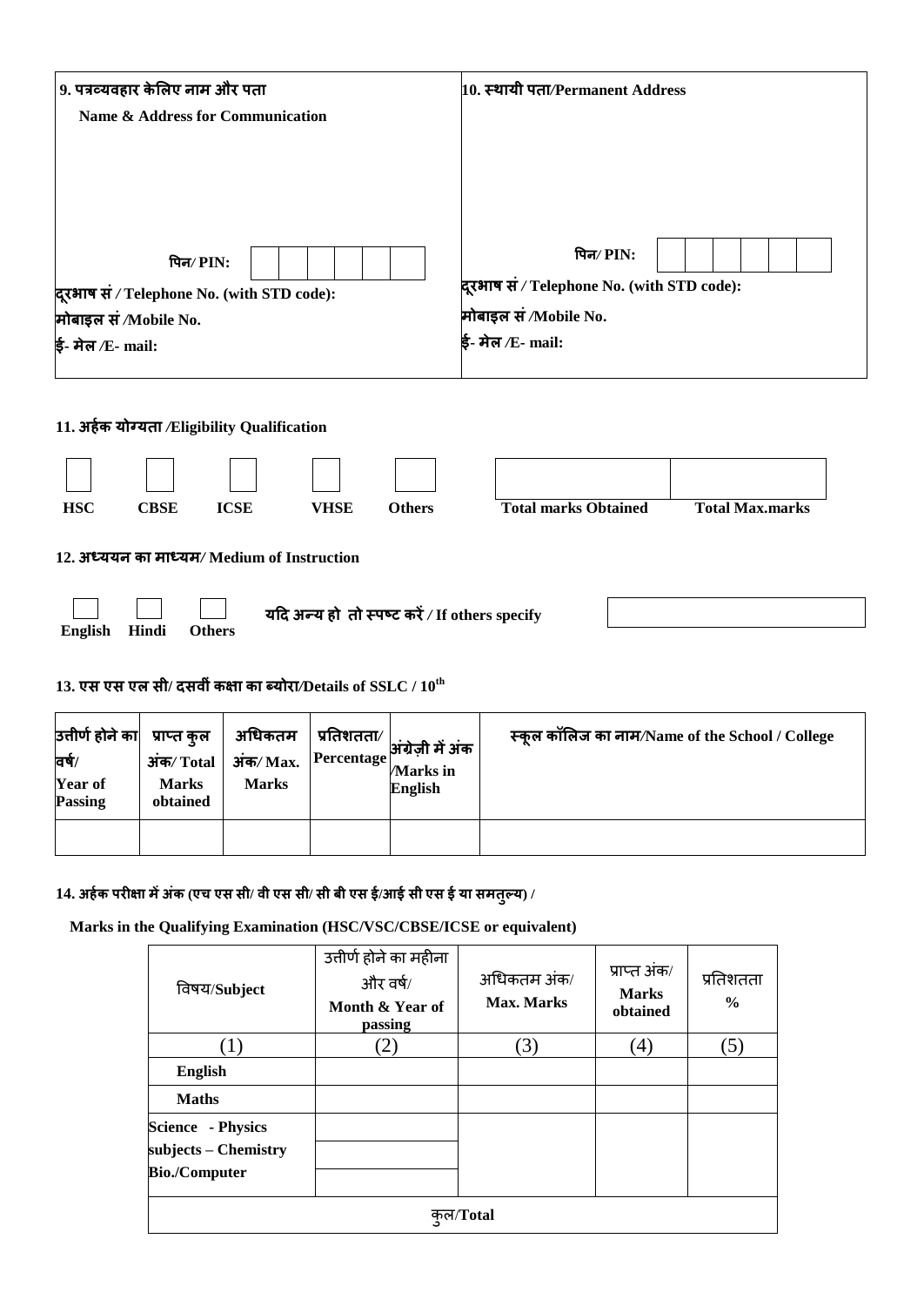| 9. पत्रव्यवहार केलिए नाम और पता<br>Name & Address for Communication<br><br>पिन/ PIN:<br>दूरभाष सं / Telephone No. (with STD code):<br>मोबाइल सं /Mobile No.<br>ई- मेल /E- mail: | 10. स्थायी पता/Permanent Address<br><br>पिन/ PIN:<br>दूरभाष सं / Telephone No. (with STD code):<br>मोबाइल सं /Mobile No.<br>ई- मेल /E- mail: |
|---|---|

**11. अर्हक योग्यता /Eligibility Qualification**

| HSC | CBSE | ICSE | VHSE | Others | Total marks Obtained | Total Max.marks |
|---|---|---|---|---|---|---|
| | | | | | | |

**12. अध्ययन का माध्यम/ Medium of Instruction**

| English | Hindi | Others | यदि अन्य हो तो स्पष्ट करें / If others specify |
|---|---|---|---|
| | | | |

**13. एस एस एल सी/ दसवीं कक्षा का ब्योरा/Details of SSLC / 10th**

| उत्तीर्ण होने का वर्ष/ Year of Passing | प्राप्त कुल अंक/ Total Marks obtained | अधिकतम अंक/ Max. Marks | प्रतिशतता/ Percentage | अंग्रेज़ी में अंक /Marks in English | स्कूल कॉलिज का नाम/Name of the School / College |
|---|---|---|---|---|---|
| | | | | | |

**14. अर्हक परीक्षा में अंक (एच एस सी/ वी एस सी/ सी बी एस ई/आई सी एस ई या समतुल्य) /**

**Marks in the Qualifying Examination (HSC/VSC/CBSE/ICSE or equivalent)**

| विषय/Subject | उत्तीर्ण होने का महीना और वर्ष/ Month & Year of passing | अधिकतम अंक/ Max. Marks | प्राप्त अंक/ Marks obtained | प्रतिशतता % |
|---|---|---|---|---|
| (1) | (2) | (3) | (4) | (5) |
| English | | | | |
| Maths | | | | |
| Science - Physics<br>subjects – Chemistry<br>Bio./Computer | | | | |
| कुल/Total | | | | |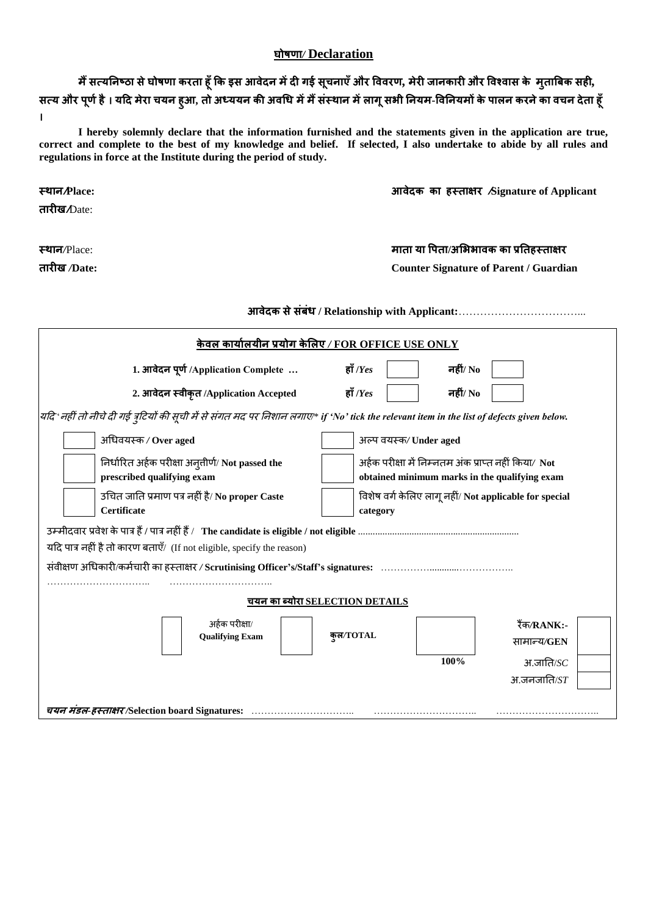## घोषणा/ Declaration

**मैं सत्यनिष्ठा से घोषणा करता हूँ कि इस आवेदन में दी गई सूचनाएँ और विवरण, मेरी जानकारी और विश्वास के मुताबिक सही, सत्य और पूर्ण है । यदि मेरा चयन हुआ, तो अध्ययन की अवधि में मैं संस्थान में लागू सभी नियम-विनियमों के पालन करने का वचन देता हूँ ।**

**I hereby solemnly declare that the information furnished and the statements given in the application are true, correct and complete to the best of my knowledge and belief. If selected, I also undertake to abide by all rules and regulations in force at the Institute during the period of study.**

**स्थान/Place:** **आवेदक का हस्ताक्षर /Signature of Applicant**

**तारीख/**Date:

**स्थान**/Place: **माता या पिता/अभिभावक का प्रतिहस्ताक्षर**

**तारीख /Date:** **Counter Signature of Parent / Guardian**

**आवेदक से संबंध / Relationship with Applicant:**……………………………...

**केवल कार्यालयीन प्रयोग केलिए / FOR OFFICE USE ONLY**

| | | | | |
|---|---|---|---|---|
| **1. आवेदन पूर्ण /Application Complete …** | **हाँ /*Yes*** | | **नहीं/ No** | |
| **2. आवेदन स्वीकृत /Application Accepted** | **हाँ /*Yes*** | | **नहीं/ No** | |

*यदि ' नहीं तो नीचे दी गई त्रुटियों की सूची में से संगत मद पर निशान लगाए/\* **if 'No' tick the relevant item in the list of defects given below.***

| | | | |
|---|---|---|---|
| | अधिवयस्क / **Over aged** | | अल्प वयस्क/ **Under aged** |
| | निर्धारित अर्हक परीक्षा अनुत्तीर्ण/ **Not passed the prescribed qualifying exam** | | अर्हक परीक्षा में निम्नतम अंक प्राप्त नहीं किया/ **Not obtained minimum marks in the qualifying exam** |
| | उचित जाति प्रमाण पत्र नहीं है/ **No proper Caste Certificate** | | विशेष वर्ग केलिए लागू नहीं/ **Not applicable for special category** |

उम्मीदवार प्रवेश के पात्र हैं / पात्र नहीं हैं / **The candidate is eligible / not eligible** ................................................................

यदि पात्र नहीं है तो कारण बताएँ/ (If not eligible, specify the reason)

संवीक्षण अधिकारी/कर्मचारी का हस्ताक्षर / **Scrutinising Officer's/Staff's signatures:** ……………...........……………..

…………………………..  …………………………..

**चयन का ब्योरा SELECTION DETAILS**

| | | | | | | |
|---|---|---|---|---|---|---|
| | अर्हक परीक्षा/ **Qualifying Exam** | | **कुल/TOTAL** | | रैंक/**RANK:-** सामान्य/**GEN** | |
| | | | | **100%** | अ.जाति/*SC* | |
| | | | | | अ.जनजाति/*ST* | |

***चयन मंडल-हस्ताक्षर* /Selection board Signatures:** …………………………..  …………………………..  …………………………..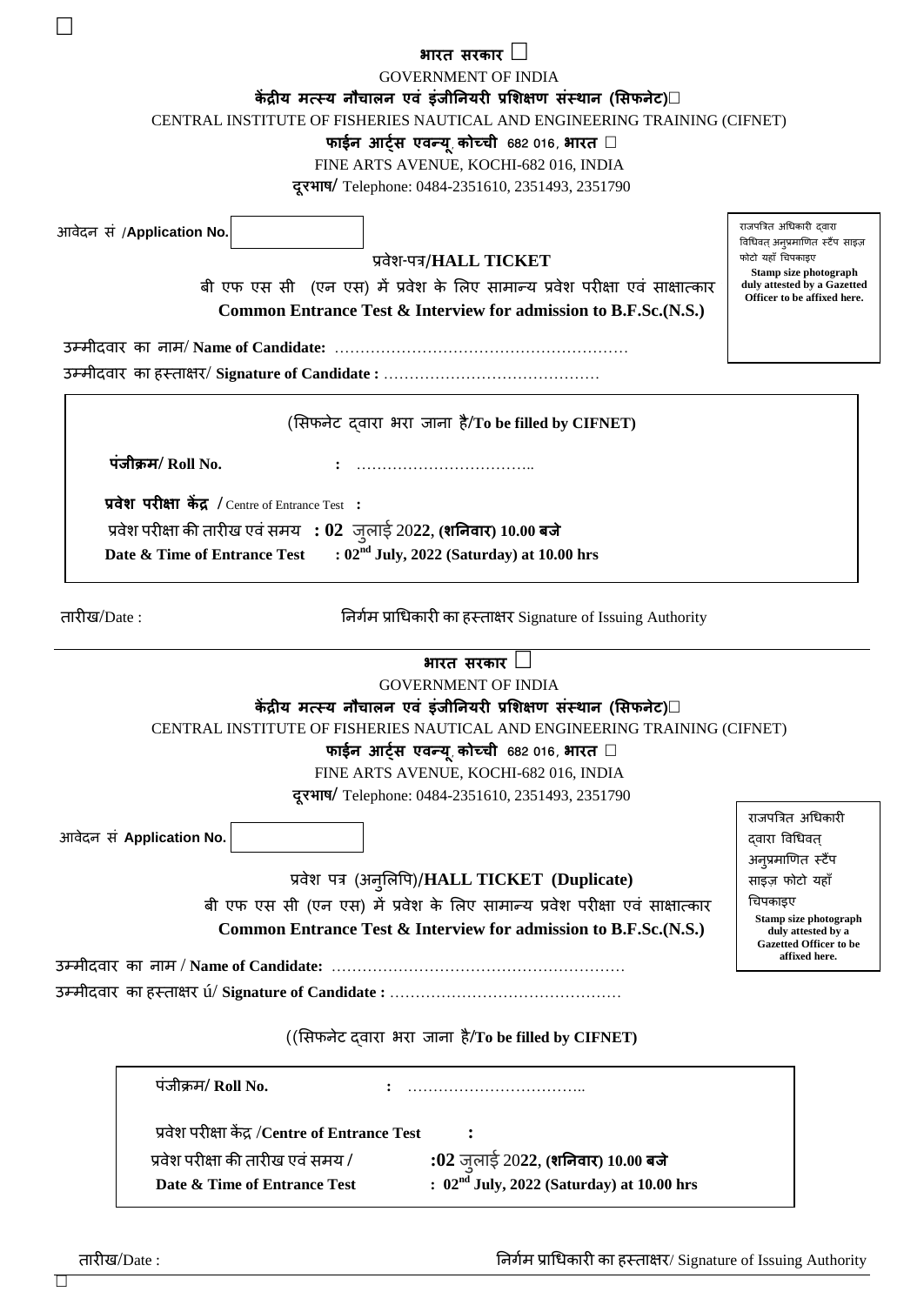# भारत सरकार

GOVERNMENT OF INDIA

**केंद्रीय मत्स्य नौचालन एवं इंजीनियरी प्रशिक्षण संस्थान (सिफनेट)**

CENTRAL INSTITUTE OF FISHERIES NAUTICAL AND ENGINEERING TRAINING (CIFNET)

**फाईन आर्ट्स एवन्यू, कोच्ची 682 016, भारत**

FINE ARTS AVENUE, KOCHI-682 016, INDIA

**दूरभाष/** Telephone: 0484-2351610, 2351493, 2351790

आवेदन सं /**Application No.** [ ]

राजपत्रित अधिकारी द्वारा विधिवत् अनुप्रमाणित स्टैंप साइज़ फोटो यहाँ चिपकाइए
**Stamp size photograph duly attested by a Gazetted Officer to be affixed here.**

## प्रवेश-पत्र/HALL TICKET

बी एफ एस सी (एन एस) में प्रवेश के लिए सामान्य प्रवेश परीक्षा एवं साक्षात्कार
**Common Entrance Test & Interview for admission to B.F.Sc.(N.S.)**

उम्मीदवार का नाम/ **Name of Candidate:** ……………………………………………………

उम्मीदवार का हस्ताक्षर/ **Signature of Candidate :** ……………………………………

(सिफनेट द्वारा भरा जाना है/**To be filled by CIFNET)**

**पंजीक्रम/ Roll No.** : ……………………………..

**प्रवेश परीक्षा केंद्र** / Centre of Entrance Test :

प्रवेश परीक्षा की तारीख एवं समय : **02** जुलाई 20**22**, **(शनिवार) 10.00 बजे**

**Date & Time of Entrance Test : 02nd July, 2022 (Saturday) at 10.00 hrs**

तारीख/Date : निर्गम प्राधिकारी का हस्ताक्षर Signature of Issuing Authority

---

# भारत सरकार

GOVERNMENT OF INDIA

**केंद्रीय मत्स्य नौचालन एवं इंजीनियरी प्रशिक्षण संस्थान (सिफनेट)**

CENTRAL INSTITUTE OF FISHERIES NAUTICAL AND ENGINEERING TRAINING (CIFNET)

**फाईन आर्ट्स एवन्यू, कोच्ची 682 016, भारत**

FINE ARTS AVENUE, KOCHI-682 016, INDIA

**दूरभाष/** Telephone: 0484-2351610, 2351493, 2351790

आवेदन सं **Application No.** [ ]

राजपत्रित अधिकारी द्वारा विधिवत् अनुप्रमाणित स्टैंप साइज़ फोटो यहाँ चिपकाइए
**Stamp size photograph duly attested by a Gazetted Officer to be affixed here.**

## प्रवेश पत्र (अनुलिपि)/HALL TICKET (Duplicate)

बी एफ एस सी (एन एस) में प्रवेश के लिए सामान्य प्रवेश परीक्षा एवं साक्षात्कार
**Common Entrance Test & Interview for admission to B.F.Sc.(N.S.)**

उम्मीदवार का नाम / **Name of Candidate:** ……………………………………………………

उम्मीदवार का हस्ताक्षर ú/ **Signature of Candidate :** ……………………………………

((सिफनेट द्वारा भरा जाना है/**To be filled by CIFNET)**

पंजीक्रम/ **Roll No.** : ……………………………..

प्रवेश परीक्षा केंद्र /**Centre of Entrance Test** :

प्रवेश परीक्षा की तारीख एवं समय / **:02** जुलाई 20**22**, **(शनिवार) 10.00 बजे**

**Date & Time of Entrance Test : 02nd July, 2022 (Saturday) at 10.00 hrs**

तारीख/Date : निर्गम प्राधिकारी का हस्ताक्षर/ Signature of Issuing Authority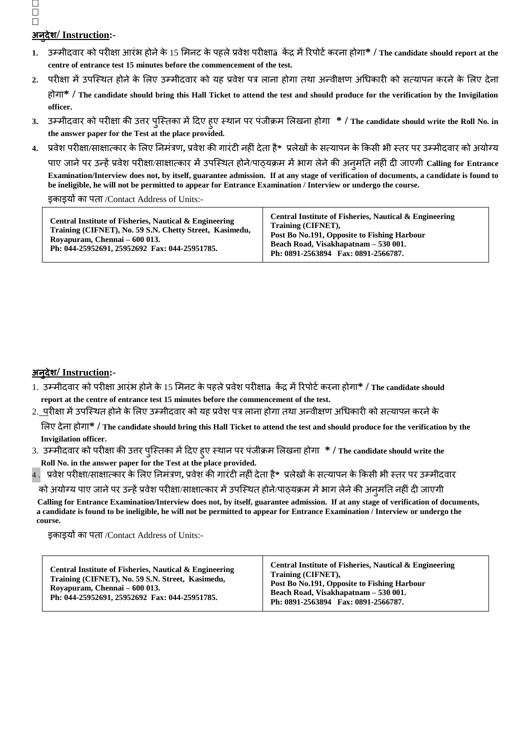**अनुदेश/ Instruction:-**

1. उम्मीदवार को परीक्षा आरंभ होने के 15 मिनट के पहले प्रवेश परीक्षाä केंद्र में रिपोर्ट करना होगा* / **The candidate should report at the centre of entrance test 15 minutes before the commencement of the test.**
2. परीक्षा में उपस्थित होने के लिए उम्मीदवार को यह प्रवेश पत्र लाना होगा तथा अन्वीक्षण अधिकारी को सत्यापन करने के लिए देना होगा* / **The candidate should bring this Hall Ticket to attend the test and should produce for the verification by the Invigilation officer.**
3. उम्मीदवार को परीक्षा की उत्तर पुस्तिका में दिए हुए स्थान पर पंजीक्रम लिखना होगा * / **The candidate should write the Roll No. in the answer paper for the Test at the place provided.**
4. प्रवेश परीक्षा/साक्षात्कार के लिए निमंत्रण, प्रवेश की गारंटी नहीं देता है* प्रलेखों के सत्यापन के किसी भी स्तर पर उम्मीदवार को अयोग्य पाए जाने पर उन्हें प्रवेश परीक्षा/साक्षात्कार में उपस्थित होने/पाठ्यक्रम में भाग लेने की अनुमति नहीं दी जाएगी **Calling for Entrance Examination/Interview does not, by itself, guarantee admission. If at any stage of verification of documents, a candidate is found to be ineligible, he will not be permitted to appear for Entrance Examination / Interview or undergo the course.**

इकाइयों का पता /Contact Address of Units:-

| | |
|---|---|
| **Central Institute of Fisheries, Nautical & Engineering Training (CIFNET), No. 59 S.N. Chetty Street, Kasimedu, Royapuram, Chennai – 600 013. Ph: 044-25952691, 25952692 Fax: 044-25951785.** | **Central Institute of Fisheries, Nautical & Engineering Training (CIFNET), Post Bo No.191, Opposite to Fishing Harbour Beach Road, Visakhapatnam – 530 001. Ph: 0891-2563894 Fax: 0891-2566787.** |

**अनुदेश/ Instruction:-**

1. उम्मीदवार को परीक्षा आरंभ होने के 15 मिनट के पहले प्रवेश परीक्षाä केंद्र में रिपोर्ट करना होगा* / **The candidate should report at the centre of entrance test 15 minutes before the commencement of the test.**
2. परीक्षा में उपस्थित होने के लिए उम्मीदवार को यह प्रवेश पत्र लाना होगा तथा अन्वीक्षण अधिकारी को सत्यापन करने के लिए देना होगा* / **The candidate should bring this Hall Ticket to attend the test and should produce for the verification by the Invigilation officer.**
3. उम्मीदवार को परीक्षा की उत्तर पुस्तिका में दिए हुए स्थान पर पंजीक्रम लिखना होगा * / **The candidate should write the Roll No. in the answer paper for the Test at the place provided.**
4. प्रवेश परीक्षा/साक्षात्कार के लिए निमंत्रण, प्रवेश की गारंटी नहीं देता है* प्रलेखों के सत्यापन के किसी भी स्तर पर उम्मीदवार को अयोग्य पाए जाने पर उन्हें प्रवेश परीक्षा/साक्षात्कार में उपस्थित होने/पाठ्यक्रम में भाग लेने की अनुमति नहीं दी जाएगी **Calling for Entrance Examination/Interview does not, by itself, guarantee admission. If at any stage of verification of documents, a candidate is found to be ineligible, he will not be permitted to appear for Entrance Examination / Interview or undergo the course.**

इकाइयों का पता /Contact Address of Units:-

| | |
|---|---|
| **Central Institute of Fisheries, Nautical & Engineering Training (CIFNET), No. 59 S.N. Street, Kasimedu, Royapuram, Chennai – 600 013. Ph: 044-25952691, 25952692 Fax: 044-25951785.** | **Central Institute of Fisheries, Nautical & Engineering Training (CIFNET), Post Bo No.191, Opposite to Fishing Harbour Beach Road, Visakhapatnam – 530 001. Ph: 0891-2563894 Fax: 0891-2566787.** |